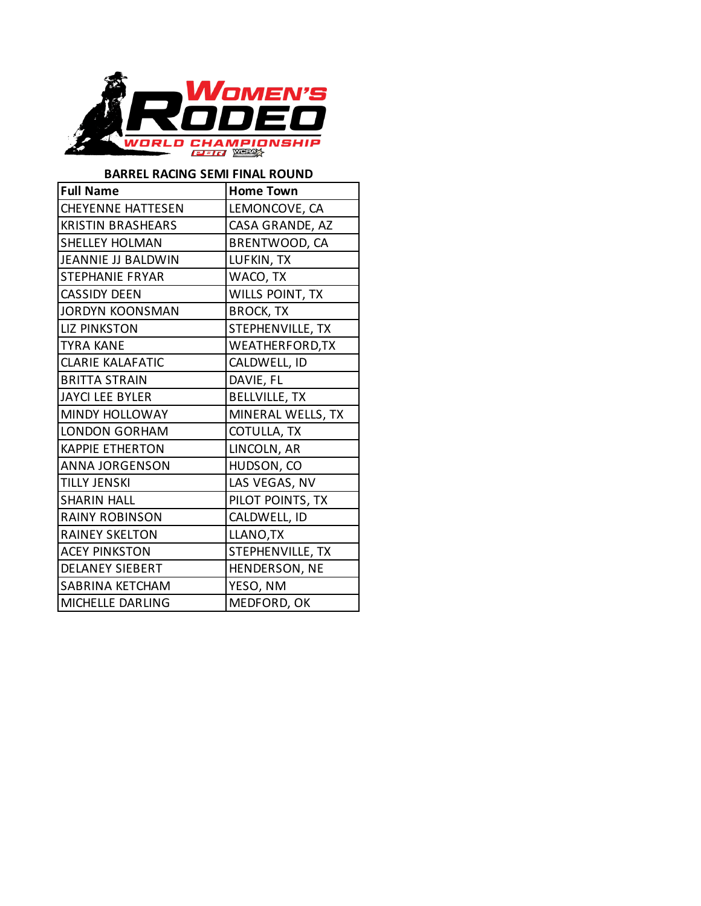# Women's Rodeo World Championship

## BARREL RACING SEMI FINAL ROUND

| Full Name | Home Town |
|---|---|
| CHEYENNE HATTESEN | LEMONCOVE, CA |
| KRISTIN BRASHEARS | CASA GRANDE, AZ |
| SHELLEY HOLMAN | BRENTWOOD, CA |
| JEANNIE JJ BALDWIN | LUFKIN, TX |
| STEPHANIE FRYAR | WACO, TX |
| CASSIDY DEEN | WILLS POINT, TX |
| JORDYN KOONSMAN | BROCK, TX |
| LIZ PINKSTON | STEPHENVILLE, TX |
| TYRA KANE | WEATHERFORD,TX |
| CLARIE KALAFATIC | CALDWELL, ID |
| BRITTA STRAIN | DAVIE, FL |
| JAYCI LEE BYLER | BELLVILLE, TX |
| MINDY HOLLOWAY | MINERAL WELLS, TX |
| LONDON GORHAM | COTULLA, TX |
| KAPPIE ETHERTON | LINCOLN, AR |
| ANNA JORGENSON | HUDSON, CO |
| TILLY JENSKI | LAS VEGAS, NV |
| SHARIN HALL | PILOT POINTS, TX |
| RAINY ROBINSON | CALDWELL, ID |
| RAINEY SKELTON | LLANO,TX |
| ACEY PINKSTON | STEPHENVILLE, TX |
| DELANEY SIEBERT | HENDERSON, NE |
| SABRINA KETCHAM | YESO, NM |
| MICHELLE DARLING | MEDFORD, OK |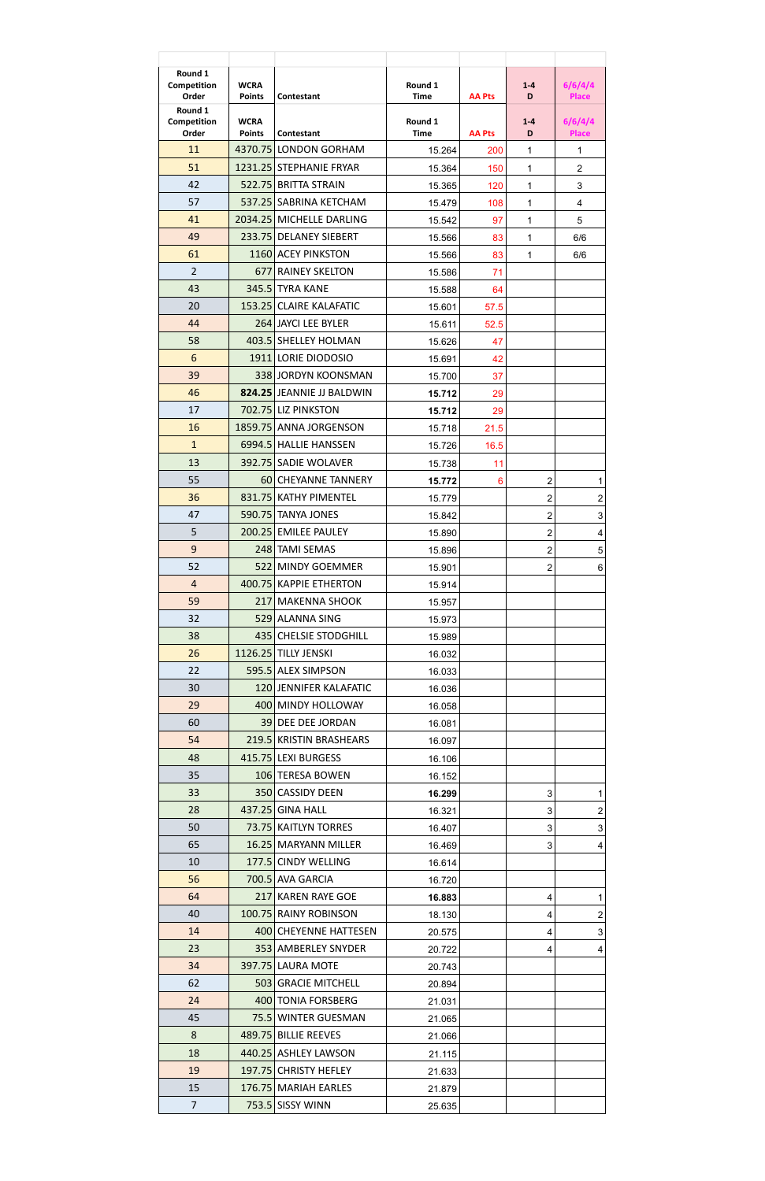| Round 1 Competition Order | WCRA Points | Contestant | Round 1 Time | AA Pts | 1-4 D | 6/6/4/4 Place |
|---|---|---|---|---|---|---|
| Round 1 Competition Order | WCRA Points | Contestant | Round 1 Time | AA Pts | 1-4 D | 6/6/4/4 Place |
| 11 | 4370.75 | LONDON GORHAM | 15.264 | 200 | 1 | 1 |
| 51 | 1231.25 | STEPHANIE FRYAR | 15.364 | 150 | 1 | 2 |
| 42 | 522.75 | BRITTA STRAIN | 15.365 | 120 | 1 | 3 |
| 57 | 537.25 | SABRINA KETCHAM | 15.479 | 108 | 1 | 4 |
| 41 | 2034.25 | MICHELLE DARLING | 15.542 | 97 | 1 | 5 |
| 49 | 233.75 | DELANEY SIEBERT | 15.566 | 83 | 1 | 6/6 |
| 61 | 1160 | ACEY PINKSTON | 15.566 | 83 | 1 | 6/6 |
| 2 | 677 | RAINEY SKELTON | 15.586 | 71 | | |
| 43 | 345.5 | TYRA KANE | 15.588 | 64 | | |
| 20 | 153.25 | CLAIRE KALAFATIC | 15.601 | 57.5 | | |
| 44 | 264 | JAYCI LEE BYLER | 15.611 | 52.5 | | |
| 58 | 403.5 | SHELLEY HOLMAN | 15.626 | 47 | | |
| 6 | 1911 | LORIE DIODOSIO | 15.691 | 42 | | |
| 39 | 338 | JORDYN KOONSMAN | 15.700 | 37 | | |
| 46 | **824.25** | JEANNIE JJ BALDWIN | **15.712** | 29 | | |
| 17 | 702.75 | LIZ PINKSTON | **15.712** | 29 | | |
| 16 | 1859.75 | ANNA JORGENSON | 15.718 | 21.5 | | |
| 1 | 6994.5 | HALLIE HANSSEN | 15.726 | 16.5 | | |
| 13 | 392.75 | SADIE WOLAVER | 15.738 | 11 | | |
| 55 | 60 | CHEYANNE TANNERY | **15.772** | 6 | 2 | 1 |
| 36 | 831.75 | KATHY PIMENTEL | 15.779 | | 2 | 2 |
| 47 | 590.75 | TANYA JONES | 15.842 | | 2 | 3 |
| 5 | 200.25 | EMILEE PAULEY | 15.890 | | 2 | 4 |
| 9 | 248 | TAMI SEMAS | 15.896 | | 2 | 5 |
| 52 | 522 | MINDY GOEMMER | 15.901 | | 2 | 6 |
| 4 | 400.75 | KAPPIE ETHERTON | 15.914 | | | |
| 59 | 217 | MAKENNA SHOOK | 15.957 | | | |
| 32 | 529 | ALANNA SING | 15.973 | | | |
| 38 | 435 | CHELSIE STODGHILL | 15.989 | | | |
| 26 | 1126.25 | TILLY JENSKI | 16.032 | | | |
| 22 | 595.5 | ALEX SIMPSON | 16.033 | | | |
| 30 | 120 | JENNIFER KALAFATIC | 16.036 | | | |
| 29 | 400 | MINDY HOLLOWAY | 16.058 | | | |
| 60 | 39 | DEE DEE JORDAN | 16.081 | | | |
| 54 | 219.5 | KRISTIN BRASHEARS | 16.097 | | | |
| 48 | 415.75 | LEXI BURGESS | 16.106 | | | |
| 35 | 106 | TERESA BOWEN | 16.152 | | | |
| 33 | 350 | CASSIDY DEEN | **16.299** | | 3 | 1 |
| 28 | 437.25 | GINA HALL | 16.321 | | 3 | 2 |
| 50 | 73.75 | KAITLYN TORRES | 16.407 | | 3 | 3 |
| 65 | 16.25 | MARYANN MILLER | 16.469 | | 3 | 4 |
| 10 | 177.5 | CINDY WELLING | 16.614 | | | |
| 56 | 700.5 | AVA GARCIA | 16.720 | | | |
| 64 | 217 | KAREN RAYE GOE | **16.883** | | 4 | 1 |
| 40 | 100.75 | RAINY ROBINSON | 18.130 | | 4 | 2 |
| 14 | 400 | CHEYENNE HATTESEN | 20.575 | | 4 | 3 |
| 23 | 353 | AMBERLEY SNYDER | 20.722 | | 4 | 4 |
| 34 | 397.75 | LAURA MOTE | 20.743 | | | |
| 62 | 503 | GRACIE MITCHELL | 20.894 | | | |
| 24 | 400 | TONIA FORSBERG | 21.031 | | | |
| 45 | 75.5 | WINTER GUESMAN | 21.065 | | | |
| 8 | 489.75 | BILLIE REEVES | 21.066 | | | |
| 18 | 440.25 | ASHLEY LAWSON | 21.115 | | | |
| 19 | 197.75 | CHRISTY HEFLEY | 21.633 | | | |
| 15 | 176.75 | MARIAH EARLES | 21.879 | | | |
| 7 | 753.5 | SISSY WINN | 25.635 | | | |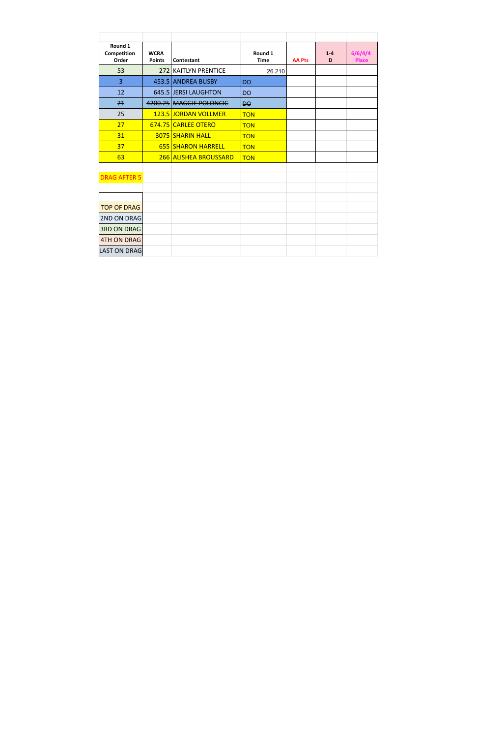| Round 1 Competition Order | WCRA Points | Contestant | Round 1 Time | AA Pts | 1-4 D | 6/6/4/4 Place |
|---|---|---|---|---|---|---|
| 53 | 272 | KAITLYN PRENTICE | 26.210 | | | |
| 3 | 453.5 | ANDREA BUSBY | DO | | | |
| 12 | 645.5 | JERSI LAUGHTON | DO | | | |
| ~~21~~ | ~~4200.25~~ | ~~MAGGIE POLONCIC~~ | ~~DO~~ | | | |
| 25 | 123.5 | JORDAN VOLLMER | TON | | | |
| 27 | 674.75 | CARLEE OTERO | TON | | | |
| 31 | 3075 | SHARIN HALL | TON | | | |
| 37 | 655 | SHARON HARRELL | TON | | | |
| 63 | 266 | ALISHEA BROUSSARD | TON | | | |

DRAG AFTER 5

TOP OF DRAG

2ND ON DRAG

3RD ON DRAG

4TH ON DRAG

LAST ON DRAG